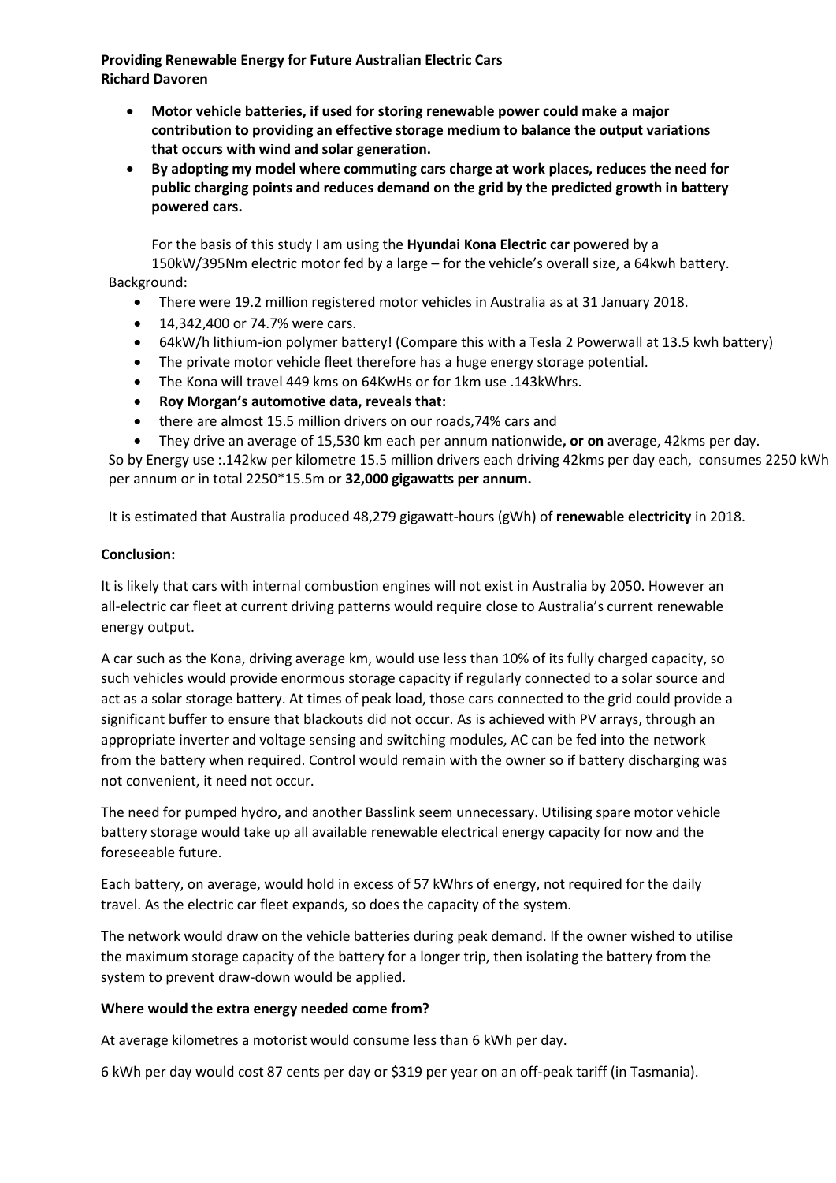**Providing Renewable Energy for Future Australian Electric Cars**
**Richard Davoren**

- **Motor vehicle batteries, if used for storing renewable power could make a major contribution to providing an effective storage medium to balance the output variations that occurs with wind and solar generation.**
- **By adopting my model where commuting cars charge at work places, reduces the need for public charging points and reduces demand on the grid by the predicted growth in battery powered cars.**

For the basis of this study I am using the **Hyundai Kona Electric car** powered by a 150kW/395Nm electric motor fed by a large – for the vehicle's overall size, a 64kwh battery.

Background:

- There were 19.2 million registered motor vehicles in Australia as at 31 January 2018.
- 14,342,400 or 74.7% were cars.
- 64kW/h lithium-ion polymer battery! (Compare this with a Tesla 2 Powerwall at 13.5 kwh battery)
- The private motor vehicle fleet therefore has a huge energy storage potential.
- The Kona will travel 449 kms on 64KwHs or for 1km use .143kWhrs.
- **Roy Morgan's automotive data, reveals that:**
- there are almost 15.5 million drivers on our roads,74% cars and
- They drive an average of 15,530 km each per annum nationwide**, or on** average, 42kms per day.

So by Energy use :.142kw per kilometre 15.5 million drivers each driving 42kms per day each, consumes 2250 kWh per annum or in total 2250*15.5m or **32,000 gigawatts per annum.**

It is estimated that Australia produced 48,279 gigawatt-hours (gWh) of **renewable electricity** in 2018.

**Conclusion:**

It is likely that cars with internal combustion engines will not exist in Australia by 2050. However an all-electric car fleet at current driving patterns would require close to Australia's current renewable energy output.

A car such as the Kona, driving average km, would use less than 10% of its fully charged capacity, so such vehicles would provide enormous storage capacity if regularly connected to a solar source and act as a solar storage battery. At times of peak load, those cars connected to the grid could provide a significant buffer to ensure that blackouts did not occur. As is achieved with PV arrays, through an appropriate inverter and voltage sensing and switching modules, AC can be fed into the network from the battery when required. Control would remain with the owner so if battery discharging was not convenient, it need not occur.

The need for pumped hydro, and another Basslink seem unnecessary. Utilising spare motor vehicle battery storage would take up all available renewable electrical energy capacity for now and the foreseeable future.

Each battery, on average, would hold in excess of 57 kWhrs of energy, not required for the daily travel. As the electric car fleet expands, so does the capacity of the system.

The network would draw on the vehicle batteries during peak demand. If the owner wished to utilise the maximum storage capacity of the battery for a longer trip, then isolating the battery from the system to prevent draw-down would be applied.

**Where would the extra energy needed come from?**

At average kilometres a motorist would consume less than 6 kWh per day.

6 kWh per day would cost 87 cents per day or $319 per year on an off-peak tariff (in Tasmania).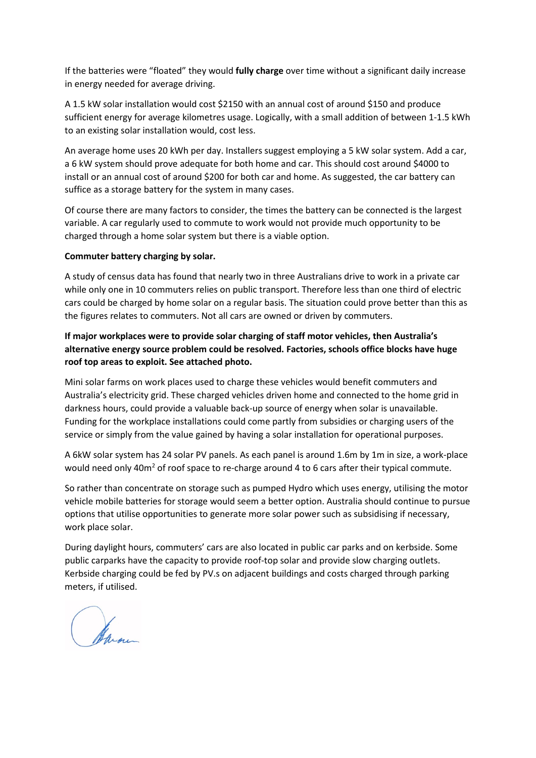If the batteries were "floated" they would **fully charge** over time without a significant daily increase in energy needed for average driving.

A 1.5 kW solar installation would cost $2150 with an annual cost of around $150 and produce sufficient energy for average kilometres usage. Logically, with a small addition of between 1-1.5 kWh to an existing solar installation would, cost less.

An average home uses 20 kWh per day. Installers suggest employing a 5 kW solar system. Add a car, a 6 kW system should prove adequate for both home and car. This should cost around $4000 to install or an annual cost of around $200 for both car and home. As suggested, the car battery can suffice as a storage battery for the system in many cases.

Of course there are many factors to consider, the times the battery can be connected is the largest variable. A car regularly used to commute to work would not provide much opportunity to be charged through a home solar system but there is a viable option.

**Commuter battery charging by solar.**

A study of census data has found that nearly two in three Australians drive to work in a private car while only one in 10 commuters relies on public transport. Therefore less than one third of electric cars could be charged by home solar on a regular basis. The situation could prove better than this as the figures relates to commuters. Not all cars are owned or driven by commuters.

**If major workplaces were to provide solar charging of staff motor vehicles, then Australia's alternative energy source problem could be resolved. Factories, schools office blocks have huge roof top areas to exploit. See attached photo.**

Mini solar farms on work places used to charge these vehicles would benefit commuters and Australia's electricity grid. These charged vehicles driven home and connected to the home grid in darkness hours, could provide a valuable back-up source of energy when solar is unavailable. Funding for the workplace installations could come partly from subsidies or charging users of the service or simply from the value gained by having a solar installation for operational purposes.

A 6kW solar system has 24 solar PV panels. As each panel is around 1.6m by 1m in size, a work-place would need only 40m$^2$ of roof space to re-charge around 4 to 6 cars after their typical commute.

So rather than concentrate on storage such as pumped Hydro which uses energy, utilising the motor vehicle mobile batteries for storage would seem a better option. Australia should continue to pursue options that utilise opportunities to generate more solar power such as subsidising if necessary, work place solar.

During daylight hours, commuters' cars are also located in public car parks and on kerbside. Some public carparks have the capacity to provide roof-top solar and provide slow charging outlets. Kerbside charging could be fed by PV.s on adjacent buildings and costs charged through parking meters, if utilised.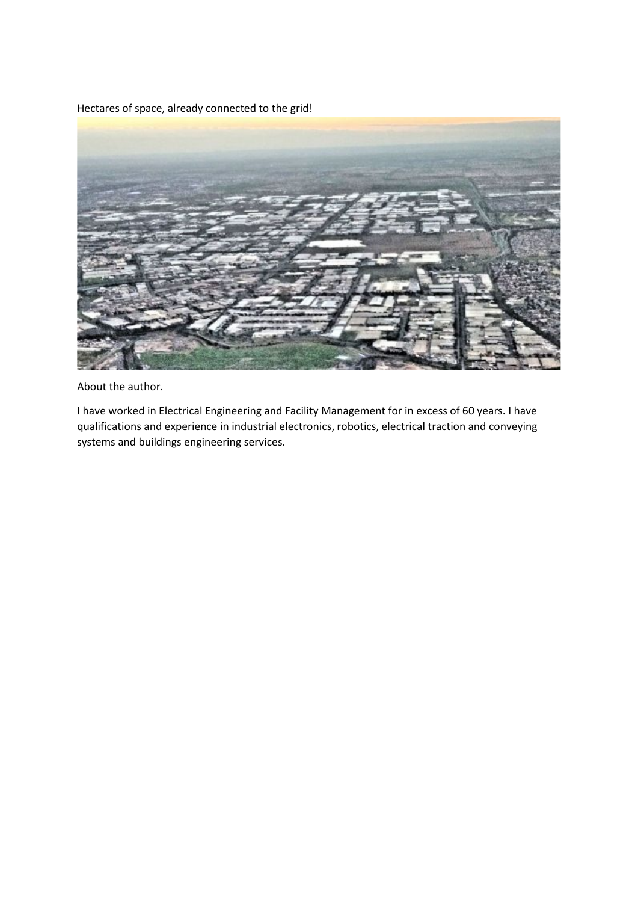Hectares of space, already connected to the grid!

About the author.

I have worked in Electrical Engineering and Facility Management for in excess of 60 years. I have qualifications and experience in industrial electronics, robotics, electrical traction and conveying systems and buildings engineering services.